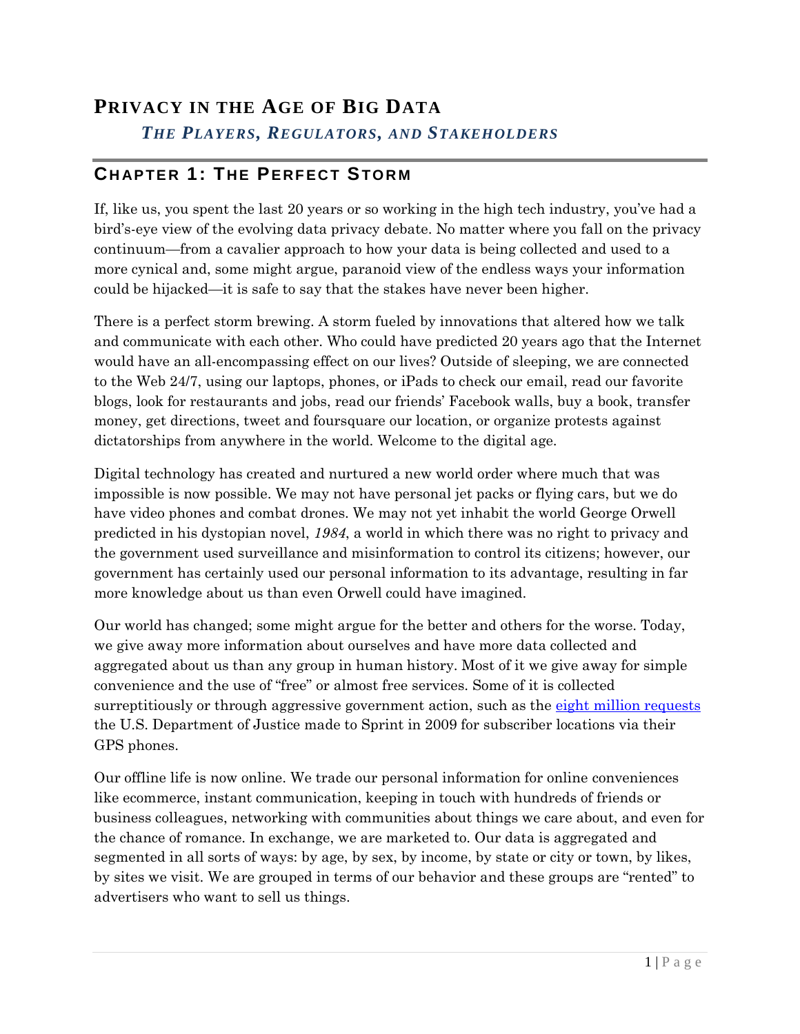# PRIVACY IN THE AGE OF BIG DATA

## *THE PLAYERS, REGULATORS, AND STAKEHOLDERS*

## CHAPTER 1: THE PERFECT STORM

If, like us, you spent the last 20 years or so working in the high tech industry, you've had a bird's-eye view of the evolving data privacy debate. No matter where you fall on the privacy continuum—from a cavalier approach to how your data is being collected and used to a more cynical and, some might argue, paranoid view of the endless ways your information could be hijacked—it is safe to say that the stakes have never been higher.

There is a perfect storm brewing. A storm fueled by innovations that altered how we talk and communicate with each other. Who could have predicted 20 years ago that the Internet would have an all-encompassing effect on our lives? Outside of sleeping, we are connected to the Web 24/7, using our laptops, phones, or iPads to check our email, read our favorite blogs, look for restaurants and jobs, read our friends' Facebook walls, buy a book, transfer money, get directions, tweet and foursquare our location, or organize protests against dictatorships from anywhere in the world. Welcome to the digital age.

Digital technology has created and nurtured a new world order where much that was impossible is now possible. We may not have personal jet packs or flying cars, but we do have video phones and combat drones. We may not yet inhabit the world George Orwell predicted in his dystopian novel, *1984,* a world in which there was no right to privacy and the government used surveillance and misinformation to control its citizens; however, our government has certainly used our personal information to its advantage, resulting in far more knowledge about us than even Orwell could have imagined.

Our world has changed; some might argue for the better and others for the worse. Today, we give away more information about ourselves and have more data collected and aggregated about us than any group in human history. Most of it we give away for simple convenience and the use of "free" or almost free services. Some of it is collected surreptitiously or through aggressive government action, such as the eight million requests the U.S. Department of Justice made to Sprint in 2009 for subscriber locations via their GPS phones.

Our offline life is now online. We trade our personal information for online conveniences like ecommerce, instant communication, keeping in touch with hundreds of friends or business colleagues, networking with communities about things we care about, and even for the chance of romance. In exchange, we are marketed to. Our data is aggregated and segmented in all sorts of ways: by age, by sex, by income, by state or city or town, by likes, by sites we visit. We are grouped in terms of our behavior and these groups are "rented" to advertisers who want to sell us things.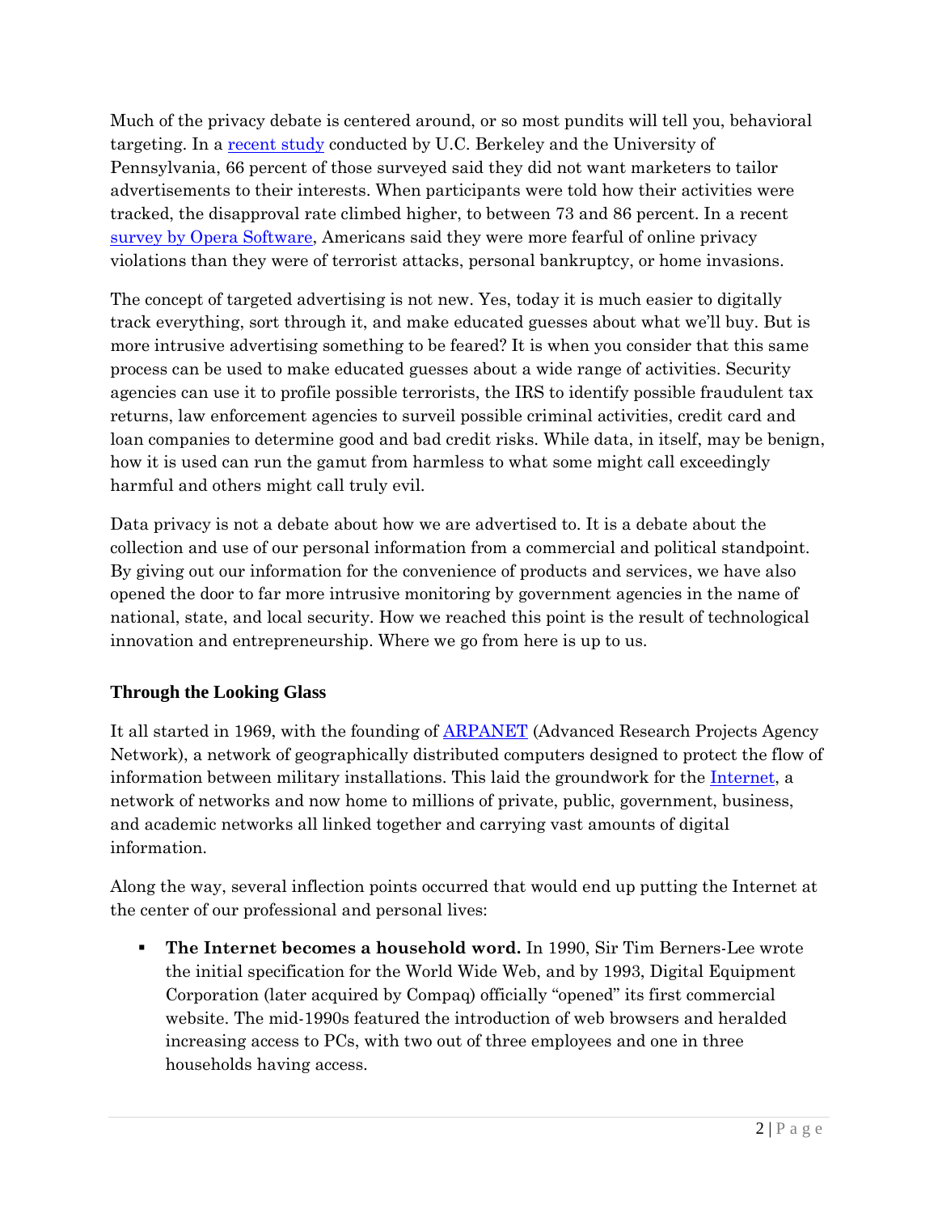Much of the privacy debate is centered around, or so most pundits will tell you, behavioral targeting. In a [recent study]() conducted by U.C. Berkeley and the University of Pennsylvania, 66 percent of those surveyed said they did not want marketers to tailor advertisements to their interests. When participants were told how their activities were tracked, the disapproval rate climbed higher, to between 73 and 86 percent. In a recent [survey by Opera Software](), Americans said they were more fearful of online privacy violations than they were of terrorist attacks, personal bankruptcy, or home invasions.

The concept of targeted advertising is not new. Yes, today it is much easier to digitally track everything, sort through it, and make educated guesses about what we'll buy. But is more intrusive advertising something to be feared? It is when you consider that this same process can be used to make educated guesses about a wide range of activities. Security agencies can use it to profile possible terrorists, the IRS to identify possible fraudulent tax returns, law enforcement agencies to surveil possible criminal activities, credit card and loan companies to determine good and bad credit risks. While data, in itself, may be benign, how it is used can run the gamut from harmless to what some might call exceedingly harmful and others might call truly evil.

Data privacy is not a debate about how we are advertised to. It is a debate about the collection and use of our personal information from a commercial and political standpoint. By giving out our information for the convenience of products and services, we have also opened the door to far more intrusive monitoring by government agencies in the name of national, state, and local security. How we reached this point is the result of technological innovation and entrepreneurship. Where we go from here is up to us.

### Through the Looking Glass

It all started in 1969, with the founding of [ARPANET]() (Advanced Research Projects Agency Network), a network of geographically distributed computers designed to protect the flow of information between military installations. This laid the groundwork for the [Internet](), a network of networks and now home to millions of private, public, government, business, and academic networks all linked together and carrying vast amounts of digital information.

Along the way, several inflection points occurred that would end up putting the Internet at the center of our professional and personal lives:

- **The Internet becomes a household word.** In 1990, Sir Tim Berners-Lee wrote the initial specification for the World Wide Web, and by 1993, Digital Equipment Corporation (later acquired by Compaq) officially "opened" its first commercial website. The mid-1990s featured the introduction of web browsers and heralded increasing access to PCs, with two out of three employees and one in three households having access.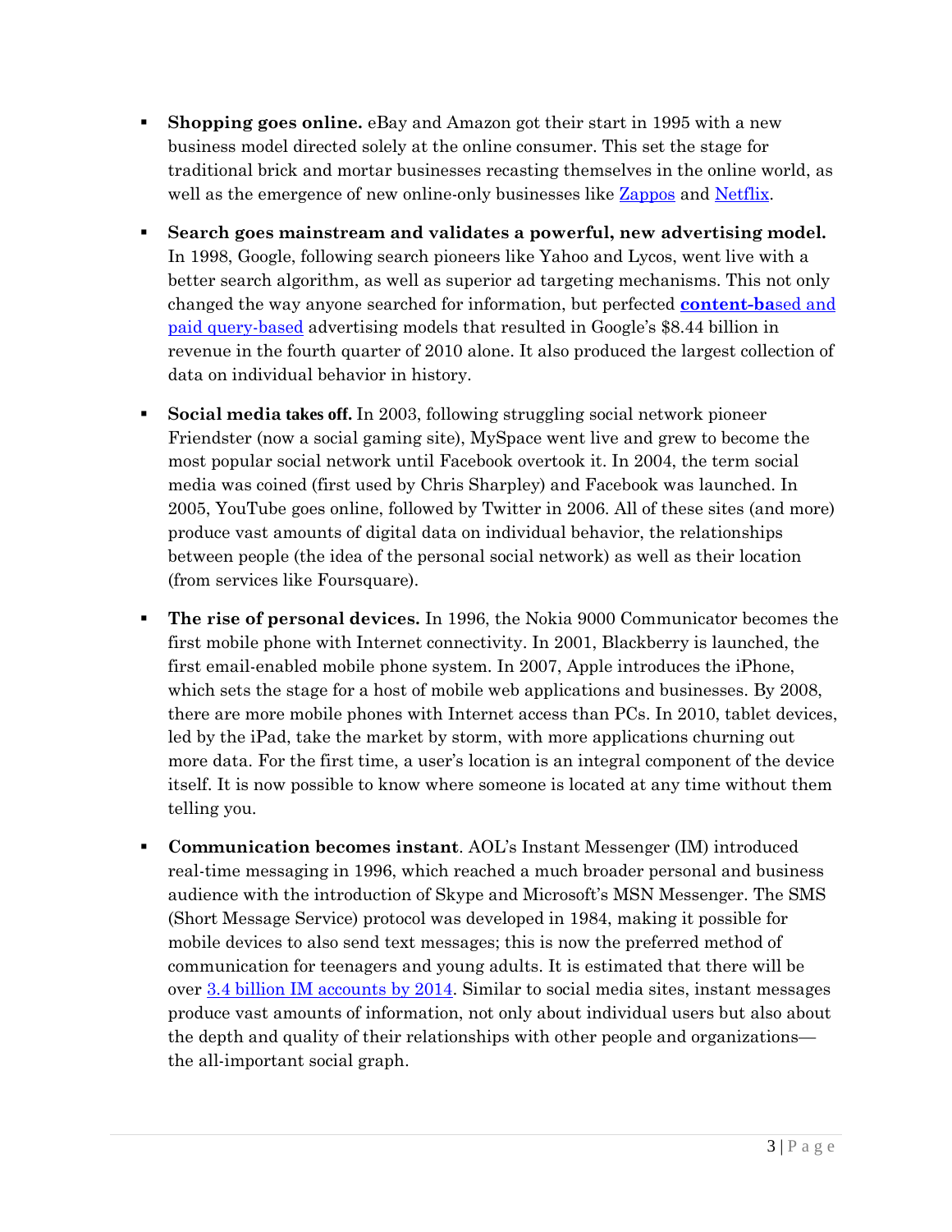- **Shopping goes online.** eBay and Amazon got their start in 1995 with a new business model directed solely at the online consumer. This set the stage for traditional brick and mortar businesses recasting themselves in the online world, as well as the emergence of new online-only businesses like Zappos and Netflix.

- **Search goes mainstream and validates a powerful, new advertising model.** In 1998, Google, following search pioneers like Yahoo and Lycos, went live with a better search algorithm, as well as superior ad targeting mechanisms. This not only changed the way anyone searched for information, but perfected content-based and paid query-based advertising models that resulted in Google's $8.44 billion in revenue in the fourth quarter of 2010 alone. It also produced the largest collection of data on individual behavior in history.

- **Social media takes off.** In 2003, following struggling social network pioneer Friendster (now a social gaming site), MySpace went live and grew to become the most popular social network until Facebook overtook it. In 2004, the term social media was coined (first used by Chris Sharpley) and Facebook was launched. In 2005, YouTube goes online, followed by Twitter in 2006. All of these sites (and more) produce vast amounts of digital data on individual behavior, the relationships between people (the idea of the personal social network) as well as their location (from services like Foursquare).

- **The rise of personal devices.** In 1996, the Nokia 9000 Communicator becomes the first mobile phone with Internet connectivity. In 2001, Blackberry is launched, the first email-enabled mobile phone system. In 2007, Apple introduces the iPhone, which sets the stage for a host of mobile web applications and businesses. By 2008, there are more mobile phones with Internet access than PCs. In 2010, tablet devices, led by the iPad, take the market by storm, with more applications churning out more data. For the first time, a user's location is an integral component of the device itself. It is now possible to know where someone is located at any time without them telling you.

- **Communication becomes instant**. AOL's Instant Messenger (IM) introduced real-time messaging in 1996, which reached a much broader personal and business audience with the introduction of Skype and Microsoft's MSN Messenger. The SMS (Short Message Service) protocol was developed in 1984, making it possible for mobile devices to also send text messages; this is now the preferred method of communication for teenagers and young adults. It is estimated that there will be over 3.4 billion IM accounts by 2014. Similar to social media sites, instant messages produce vast amounts of information, not only about individual users but also about the depth and quality of their relationships with other people and organizations—the all-important social graph.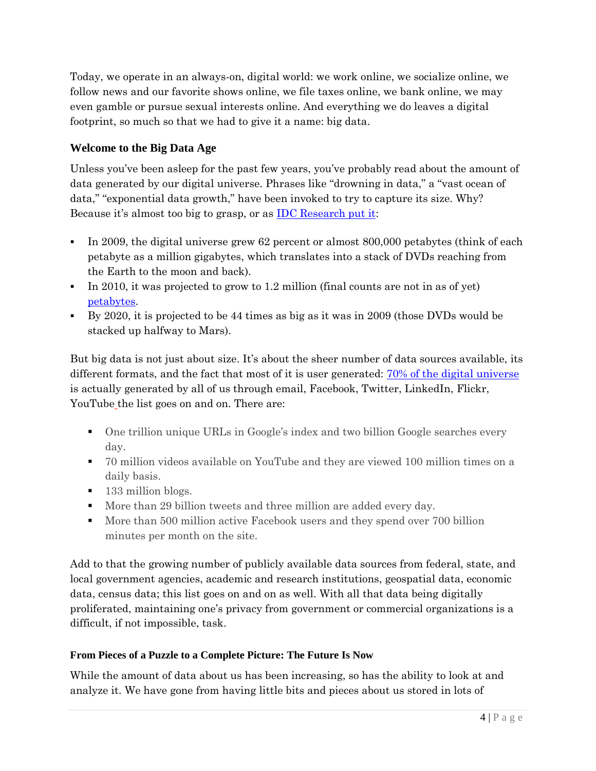Today, we operate in an always-on, digital world: we work online, we socialize online, we follow news and our favorite shows online, we file taxes online, we bank online, we may even gamble or pursue sexual interests online. And everything we do leaves a digital footprint, so much so that we had to give it a name: big data.

## Welcome to the Big Data Age

Unless you've been asleep for the past few years, you've probably read about the amount of data generated by our digital universe. Phrases like "drowning in data," a "vast ocean of data," "exponential data growth," have been invoked to try to capture its size. Why? Because it's almost too big to grasp, or as IDC Research put it:

- In 2009, the digital universe grew 62 percent or almost 800,000 petabytes (think of each petabyte as a million gigabytes, which translates into a stack of DVDs reaching from the Earth to the moon and back).
- In 2010, it was projected to grow to 1.2 million (final counts are not in as of yet) petabytes.
- By 2020, it is projected to be 44 times as big as it was in 2009 (those DVDs would be stacked up halfway to Mars).

But big data is not just about size. It's about the sheer number of data sources available, its different formats, and the fact that most of it is user generated: 70% of the digital universe is actually generated by all of us through email, Facebook, Twitter, LinkedIn, Flickr, YouTube the list goes on and on. There are:

- One trillion unique URLs in Google's index and two billion Google searches every day.
- 70 million videos available on YouTube and they are viewed 100 million times on a daily basis.
- 133 million blogs.
- More than 29 billion tweets and three million are added every day.
- More than 500 million active Facebook users and they spend over 700 billion minutes per month on the site.

Add to that the growing number of publicly available data sources from federal, state, and local government agencies, academic and research institutions, geospatial data, economic data, census data; this list goes on and on as well. With all that data being digitally proliferated, maintaining one's privacy from government or commercial organizations is a difficult, if not impossible, task.

### From Pieces of a Puzzle to a Complete Picture: The Future Is Now

While the amount of data about us has been increasing, so has the ability to look at and analyze it. We have gone from having little bits and pieces about us stored in lots of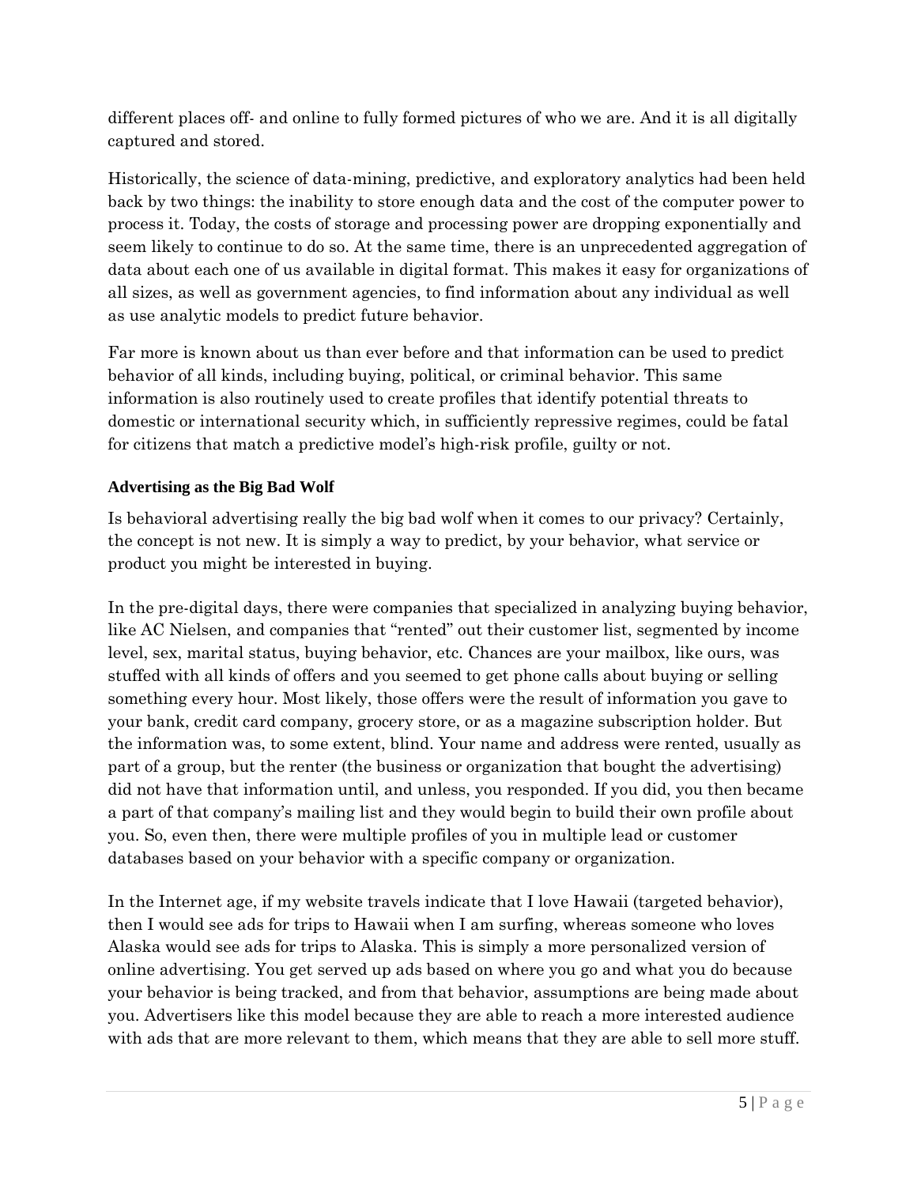different places off- and online to fully formed pictures of who we are. And it is all digitally captured and stored.

Historically, the science of data-mining, predictive, and exploratory analytics had been held back by two things: the inability to store enough data and the cost of the computer power to process it. Today, the costs of storage and processing power are dropping exponentially and seem likely to continue to do so. At the same time, there is an unprecedented aggregation of data about each one of us available in digital format. This makes it easy for organizations of all sizes, as well as government agencies, to find information about any individual as well as use analytic models to predict future behavior.

Far more is known about us than ever before and that information can be used to predict behavior of all kinds, including buying, political, or criminal behavior. This same information is also routinely used to create profiles that identify potential threats to domestic or international security which, in sufficiently repressive regimes, could be fatal for citizens that match a predictive model's high-risk profile, guilty or not.

#### Advertising as the Big Bad Wolf

Is behavioral advertising really the big bad wolf when it comes to our privacy? Certainly, the concept is not new. It is simply a way to predict, by your behavior, what service or product you might be interested in buying.

In the pre-digital days, there were companies that specialized in analyzing buying behavior, like AC Nielsen, and companies that "rented" out their customer list, segmented by income level, sex, marital status, buying behavior, etc. Chances are your mailbox, like ours, was stuffed with all kinds of offers and you seemed to get phone calls about buying or selling something every hour. Most likely, those offers were the result of information you gave to your bank, credit card company, grocery store, or as a magazine subscription holder. But the information was, to some extent, blind. Your name and address were rented, usually as part of a group, but the renter (the business or organization that bought the advertising) did not have that information until, and unless, you responded. If you did, you then became a part of that company's mailing list and they would begin to build their own profile about you. So, even then, there were multiple profiles of you in multiple lead or customer databases based on your behavior with a specific company or organization.

In the Internet age, if my website travels indicate that I love Hawaii (targeted behavior), then I would see ads for trips to Hawaii when I am surfing, whereas someone who loves Alaska would see ads for trips to Alaska. This is simply a more personalized version of online advertising. You get served up ads based on where you go and what you do because your behavior is being tracked, and from that behavior, assumptions are being made about you. Advertisers like this model because they are able to reach a more interested audience with ads that are more relevant to them, which means that they are able to sell more stuff.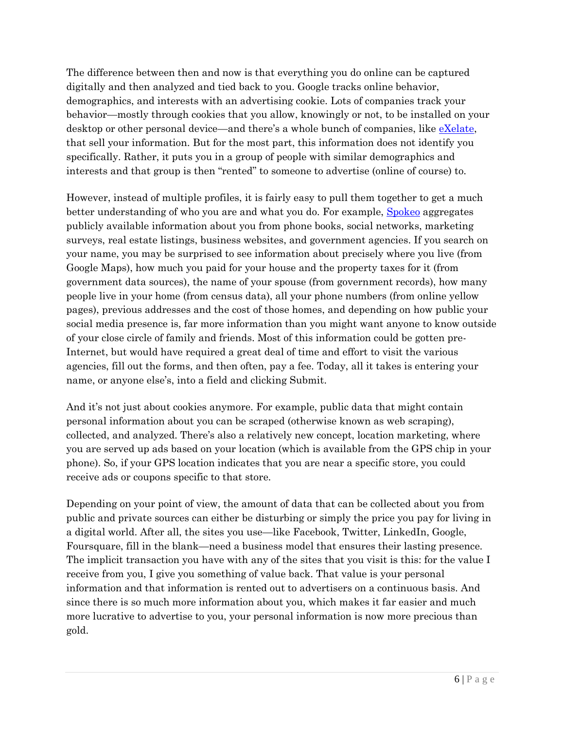The difference between then and now is that everything you do online can be captured digitally and then analyzed and tied back to you. Google tracks online behavior, demographics, and interests with an advertising cookie. Lots of companies track your behavior—mostly through cookies that you allow, knowingly or not, to be installed on your desktop or other personal device—and there's a whole bunch of companies, like eXelate, that sell your information. But for the most part, this information does not identify you specifically. Rather, it puts you in a group of people with similar demographics and interests and that group is then "rented" to someone to advertise (online of course) to.

However, instead of multiple profiles, it is fairly easy to pull them together to get a much better understanding of who you are and what you do. For example, Spokeo aggregates publicly available information about you from phone books, social networks, marketing surveys, real estate listings, business websites, and government agencies. If you search on your name, you may be surprised to see information about precisely where you live (from Google Maps), how much you paid for your house and the property taxes for it (from government data sources), the name of your spouse (from government records), how many people live in your home (from census data), all your phone numbers (from online yellow pages), previous addresses and the cost of those homes, and depending on how public your social media presence is, far more information than you might want anyone to know outside of your close circle of family and friends. Most of this information could be gotten pre-Internet, but would have required a great deal of time and effort to visit the various agencies, fill out the forms, and then often, pay a fee. Today, all it takes is entering your name, or anyone else's, into a field and clicking Submit.

And it's not just about cookies anymore. For example, public data that might contain personal information about you can be scraped (otherwise known as web scraping), collected, and analyzed. There's also a relatively new concept, location marketing, where you are served up ads based on your location (which is available from the GPS chip in your phone). So, if your GPS location indicates that you are near a specific store, you could receive ads or coupons specific to that store.

Depending on your point of view, the amount of data that can be collected about you from public and private sources can either be disturbing or simply the price you pay for living in a digital world. After all, the sites you use—like Facebook, Twitter, LinkedIn, Google, Foursquare, fill in the blank—need a business model that ensures their lasting presence. The implicit transaction you have with any of the sites that you visit is this: for the value I receive from you, I give you something of value back. That value is your personal information and that information is rented out to advertisers on a continuous basis. And since there is so much more information about you, which makes it far easier and much more lucrative to advertise to you, your personal information is now more precious than gold.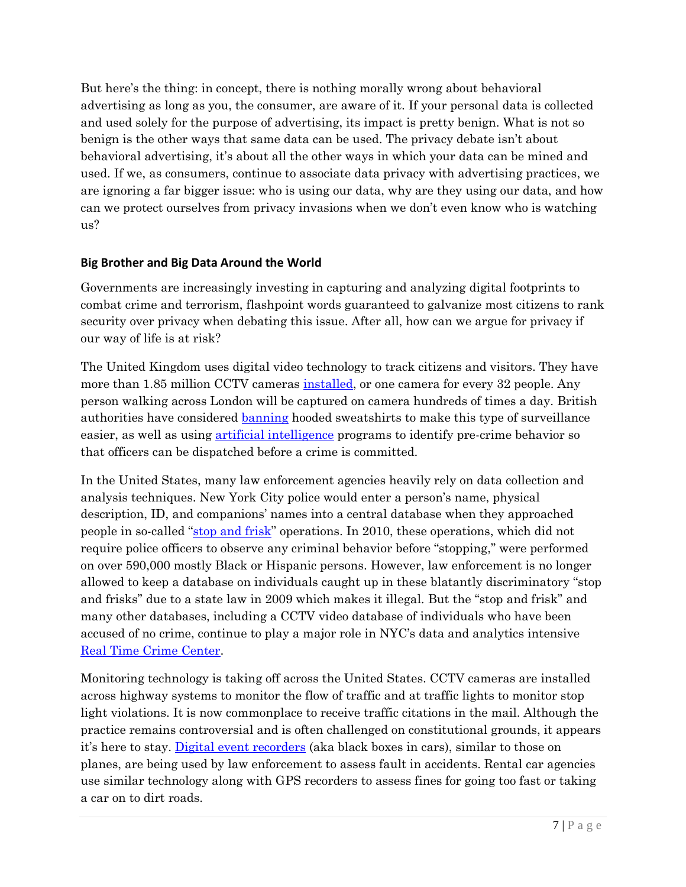But here's the thing: in concept, there is nothing morally wrong about behavioral advertising as long as you, the consumer, are aware of it. If your personal data is collected and used solely for the purpose of advertising, its impact is pretty benign. What is not so benign is the other ways that same data can be used. The privacy debate isn't about behavioral advertising, it's about all the other ways in which your data can be mined and used. If we, as consumers, continue to associate data privacy with advertising practices, we are ignoring a far bigger issue: who is using our data, why are they using our data, and how can we protect ourselves from privacy invasions when we don't even know who is watching us?

### Big Brother and Big Data Around the World

Governments are increasingly investing in capturing and analyzing digital footprints to combat crime and terrorism, flashpoint words guaranteed to galvanize most citizens to rank security over privacy when debating this issue. After all, how can we argue for privacy if our way of life is at risk?

The United Kingdom uses digital video technology to track citizens and visitors. They have more than 1.85 million CCTV cameras installed, or one camera for every 32 people. Any person walking across London will be captured on camera hundreds of times a day. British authorities have considered banning hooded sweatshirts to make this type of surveillance easier, as well as using artificial intelligence programs to identify pre-crime behavior so that officers can be dispatched before a crime is committed.

In the United States, many law enforcement agencies heavily rely on data collection and analysis techniques. New York City police would enter a person's name, physical description, ID, and companions' names into a central database when they approached people in so-called "stop and frisk" operations. In 2010, these operations, which did not require police officers to observe any criminal behavior before "stopping," were performed on over 590,000 mostly Black or Hispanic persons. However, law enforcement is no longer allowed to keep a database on individuals caught up in these blatantly discriminatory "stop and frisks" due to a state law in 2009 which makes it illegal. But the "stop and frisk" and many other databases, including a CCTV video database of individuals who have been accused of no crime, continue to play a major role in NYC's data and analytics intensive Real Time Crime Center.

Monitoring technology is taking off across the United States. CCTV cameras are installed across highway systems to monitor the flow of traffic and at traffic lights to monitor stop light violations. It is now commonplace to receive traffic citations in the mail. Although the practice remains controversial and is often challenged on constitutional grounds, it appears it's here to stay. Digital event recorders (aka black boxes in cars), similar to those on planes, are being used by law enforcement to assess fault in accidents. Rental car agencies use similar technology along with GPS recorders to assess fines for going too fast or taking a car on to dirt roads.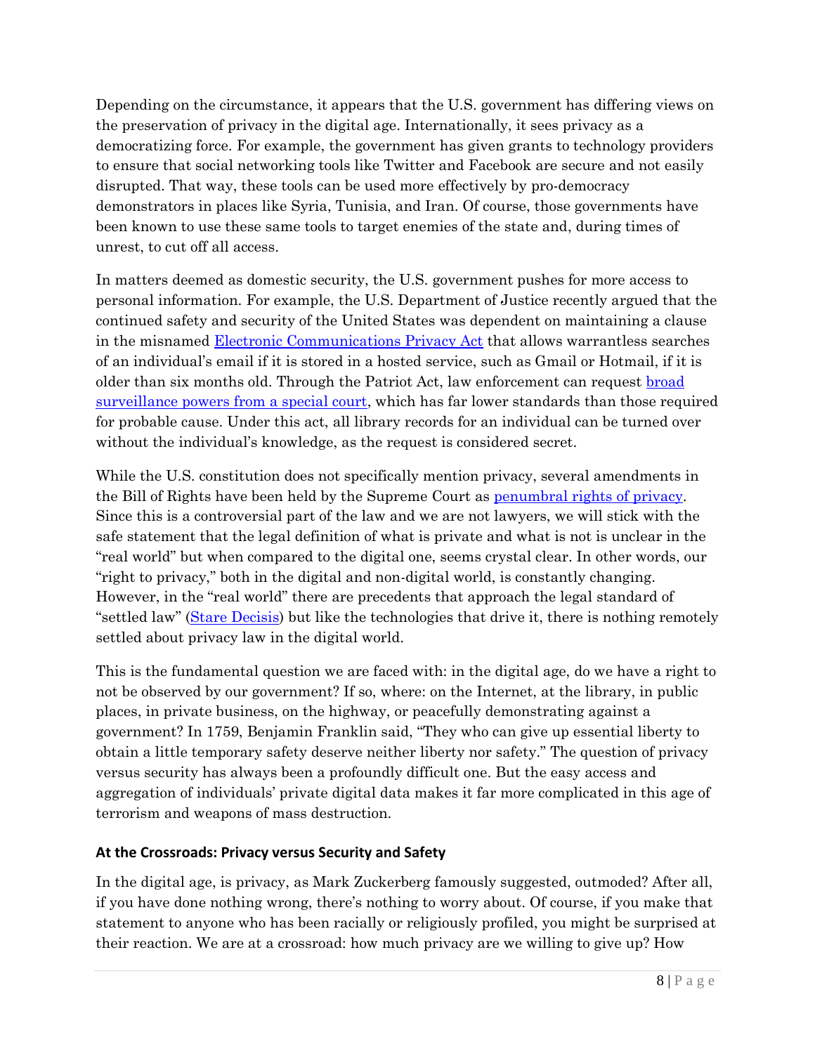Depending on the circumstance, it appears that the U.S. government has differing views on the preservation of privacy in the digital age. Internationally, it sees privacy as a democratizing force. For example, the government has given grants to technology providers to ensure that social networking tools like Twitter and Facebook are secure and not easily disrupted. That way, these tools can be used more effectively by pro-democracy demonstrators in places like Syria, Tunisia, and Iran. Of course, those governments have been known to use these same tools to target enemies of the state and, during times of unrest, to cut off all access.

In matters deemed as domestic security, the U.S. government pushes for more access to personal information. For example, the U.S. Department of Justice recently argued that the continued safety and security of the United States was dependent on maintaining a clause in the misnamed Electronic Communications Privacy Act that allows warrantless searches of an individual's email if it is stored in a hosted service, such as Gmail or Hotmail, if it is older than six months old. Through the Patriot Act, law enforcement can request broad surveillance powers from a special court, which has far lower standards than those required for probable cause. Under this act, all library records for an individual can be turned over without the individual's knowledge, as the request is considered secret.

While the U.S. constitution does not specifically mention privacy, several amendments in the Bill of Rights have been held by the Supreme Court as penumbral rights of privacy. Since this is a controversial part of the law and we are not lawyers, we will stick with the safe statement that the legal definition of what is private and what is not is unclear in the "real world" but when compared to the digital one, seems crystal clear. In other words, our "right to privacy," both in the digital and non-digital world, is constantly changing. However, in the "real world" there are precedents that approach the legal standard of "settled law" (Stare Decisis) but like the technologies that drive it, there is nothing remotely settled about privacy law in the digital world.

This is the fundamental question we are faced with: in the digital age, do we have a right to not be observed by our government? If so, where: on the Internet, at the library, in public places, in private business, on the highway, or peacefully demonstrating against a government? In 1759, Benjamin Franklin said, "They who can give up essential liberty to obtain a little temporary safety deserve neither liberty nor safety." The question of privacy versus security has always been a profoundly difficult one. But the easy access and aggregation of individuals' private digital data makes it far more complicated in this age of terrorism and weapons of mass destruction.

### At the Crossroads: Privacy versus Security and Safety

In the digital age, is privacy, as Mark Zuckerberg famously suggested, outmoded? After all, if you have done nothing wrong, there's nothing to worry about. Of course, if you make that statement to anyone who has been racially or religiously profiled, you might be surprised at their reaction. We are at a crossroad: how much privacy are we willing to give up? How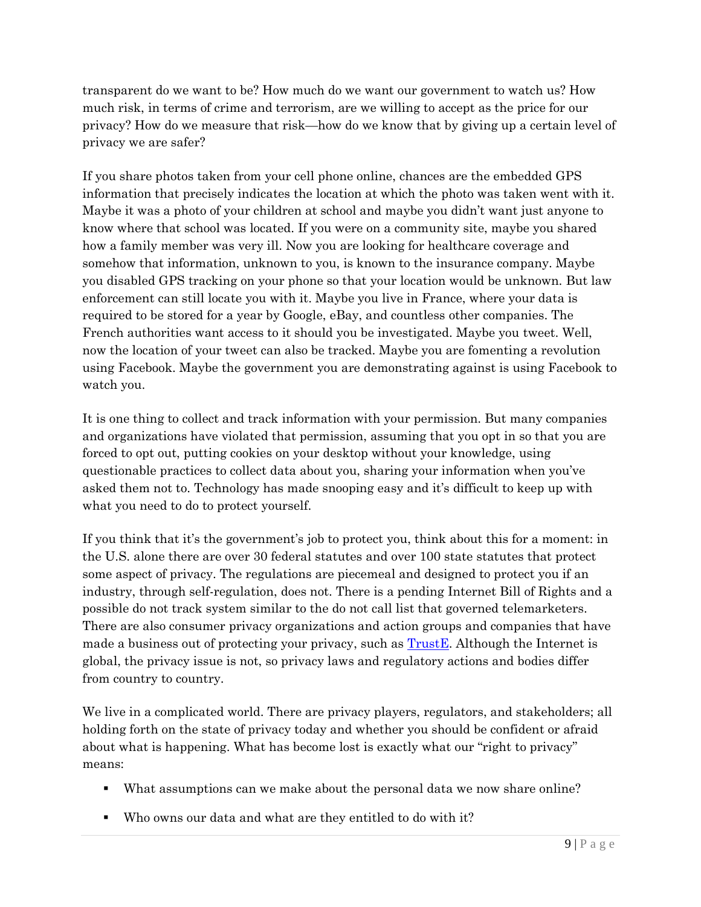transparent do we want to be? How much do we want our government to watch us? How much risk, in terms of crime and terrorism, are we willing to accept as the price for our privacy? How do we measure that risk—how do we know that by giving up a certain level of privacy we are safer?

If you share photos taken from your cell phone online, chances are the embedded GPS information that precisely indicates the location at which the photo was taken went with it. Maybe it was a photo of your children at school and maybe you didn't want just anyone to know where that school was located. If you were on a community site, maybe you shared how a family member was very ill. Now you are looking for healthcare coverage and somehow that information, unknown to you, is known to the insurance company. Maybe you disabled GPS tracking on your phone so that your location would be unknown. But law enforcement can still locate you with it. Maybe you live in France, where your data is required to be stored for a year by Google, eBay, and countless other companies. The French authorities want access to it should you be investigated. Maybe you tweet. Well, now the location of your tweet can also be tracked. Maybe you are fomenting a revolution using Facebook. Maybe the government you are demonstrating against is using Facebook to watch you.

It is one thing to collect and track information with your permission. But many companies and organizations have violated that permission, assuming that you opt in so that you are forced to opt out, putting cookies on your desktop without your knowledge, using questionable practices to collect data about you, sharing your information when you've asked them not to. Technology has made snooping easy and it's difficult to keep up with what you need to do to protect yourself.

If you think that it's the government's job to protect you, think about this for a moment: in the U.S. alone there are over 30 federal statutes and over 100 state statutes that protect some aspect of privacy. The regulations are piecemeal and designed to protect you if an industry, through self-regulation, does not. There is a pending Internet Bill of Rights and a possible do not track system similar to the do not call list that governed telemarketers. There are also consumer privacy organizations and action groups and companies that have made a business out of protecting your privacy, such as TrustE. Although the Internet is global, the privacy issue is not, so privacy laws and regulatory actions and bodies differ from country to country.

We live in a complicated world. There are privacy players, regulators, and stakeholders; all holding forth on the state of privacy today and whether you should be confident or afraid about what is happening. What has become lost is exactly what our "right to privacy" means:

- What assumptions can we make about the personal data we now share online?
- Who owns our data and what are they entitled to do with it?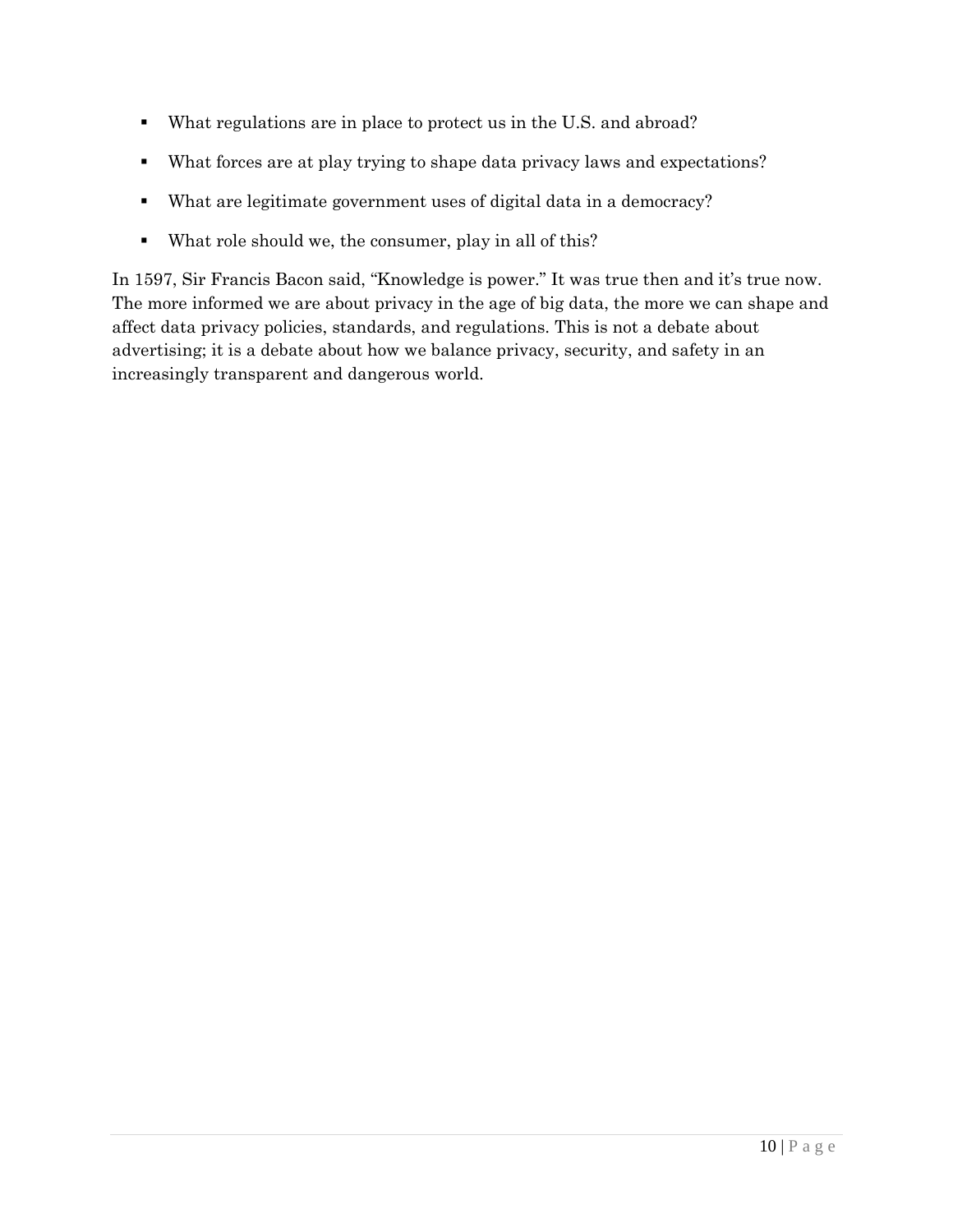- What regulations are in place to protect us in the U.S. and abroad?
- What forces are at play trying to shape data privacy laws and expectations?
- What are legitimate government uses of digital data in a democracy?
- What role should we, the consumer, play in all of this?

In 1597, Sir Francis Bacon said, "Knowledge is power." It was true then and it's true now. The more informed we are about privacy in the age of big data, the more we can shape and affect data privacy policies, standards, and regulations. This is not a debate about advertising; it is a debate about how we balance privacy, security, and safety in an increasingly transparent and dangerous world.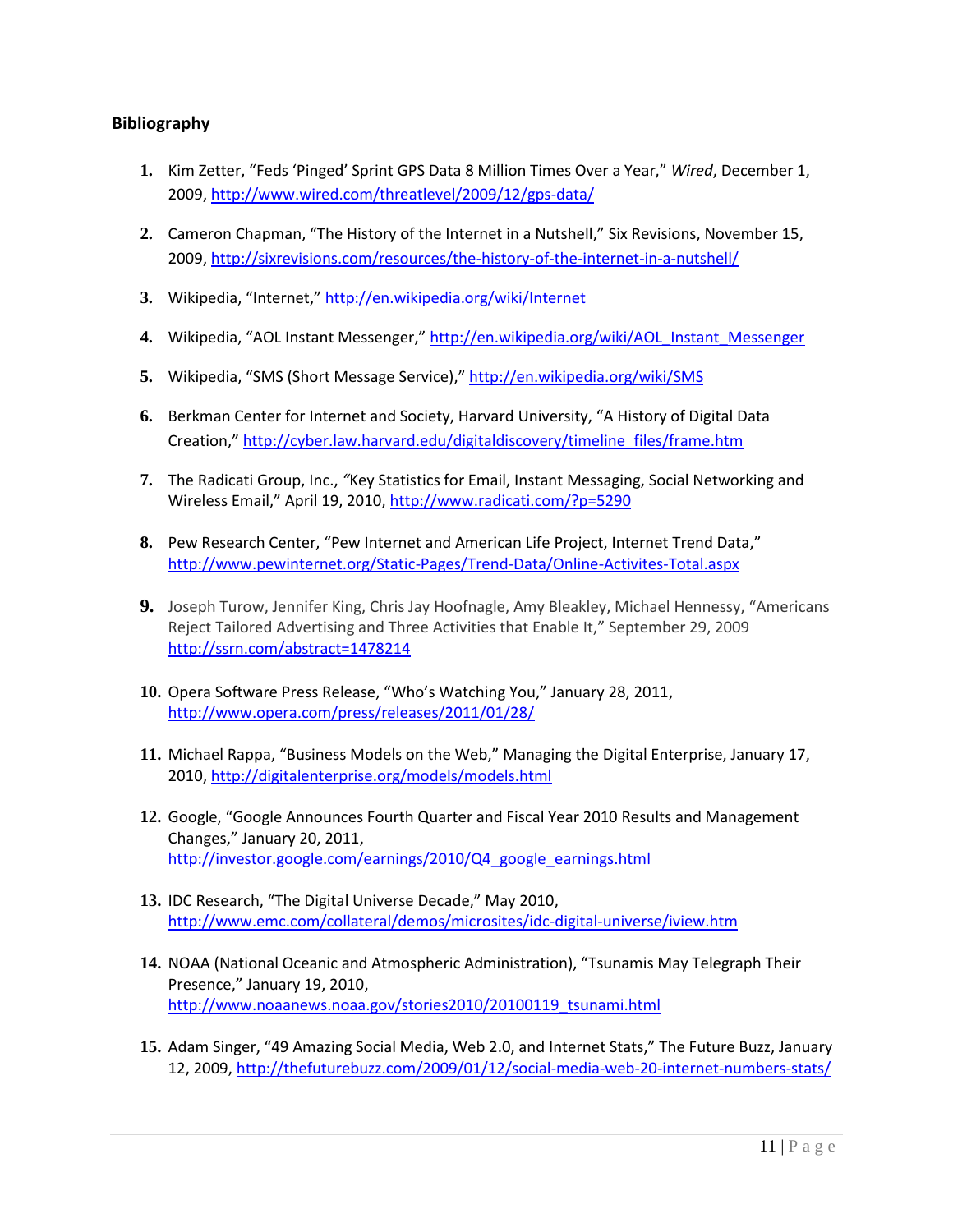## Bibliography

1. Kim Zetter, “Feds ‘Pinged’ Sprint GPS Data 8 Million Times Over a Year,” *Wired*, December 1, 2009, http://www.wired.com/threatlevel/2009/12/gps-data/

2. Cameron Chapman, “The History of the Internet in a Nutshell,” Six Revisions, November 15, 2009, http://sixrevisions.com/resources/the-history-of-the-internet-in-a-nutshell/

3. Wikipedia, “Internet,” http://en.wikipedia.org/wiki/Internet

4. Wikipedia, “AOL Instant Messenger,” http://en.wikipedia.org/wiki/AOL_Instant_Messenger

5. Wikipedia, “SMS (Short Message Service),” http://en.wikipedia.org/wiki/SMS

6. Berkman Center for Internet and Society, Harvard University, “A History of Digital Data Creation,” http://cyber.law.harvard.edu/digitaldiscovery/timeline_files/frame.htm

7. The Radicati Group, Inc., “Key Statistics for Email, Instant Messaging, Social Networking and Wireless Email,” April 19, 2010, http://www.radicati.com/?p=5290

8. Pew Research Center, “Pew Internet and American Life Project, Internet Trend Data,” http://www.pewinternet.org/Static-Pages/Trend-Data/Online-Activites-Total.aspx

9. Joseph Turow, Jennifer King, Chris Jay Hoofnagle, Amy Bleakley, Michael Hennessy, “Americans Reject Tailored Advertising and Three Activities that Enable It,” September 29, 2009 http://ssrn.com/abstract=1478214

10. Opera Software Press Release, “Who’s Watching You,” January 28, 2011, http://www.opera.com/press/releases/2011/01/28/

11. Michael Rappa, “Business Models on the Web,” Managing the Digital Enterprise, January 17, 2010, http://digitalenterprise.org/models/models.html

12. Google, “Google Announces Fourth Quarter and Fiscal Year 2010 Results and Management Changes,” January 20, 2011, http://investor.google.com/earnings/2010/Q4_google_earnings.html

13. IDC Research, “The Digital Universe Decade,” May 2010, http://www.emc.com/collateral/demos/microsites/idc-digital-universe/iview.htm

14. NOAA (National Oceanic and Atmospheric Administration), “Tsunamis May Telegraph Their Presence,” January 19, 2010, http://www.noaanews.noaa.gov/stories2010/20100119_tsunami.html

15. Adam Singer, “49 Amazing Social Media, Web 2.0, and Internet Stats,” The Future Buzz, January 12, 2009, http://thefuturebuzz.com/2009/01/12/social-media-web-20-internet-numbers-stats/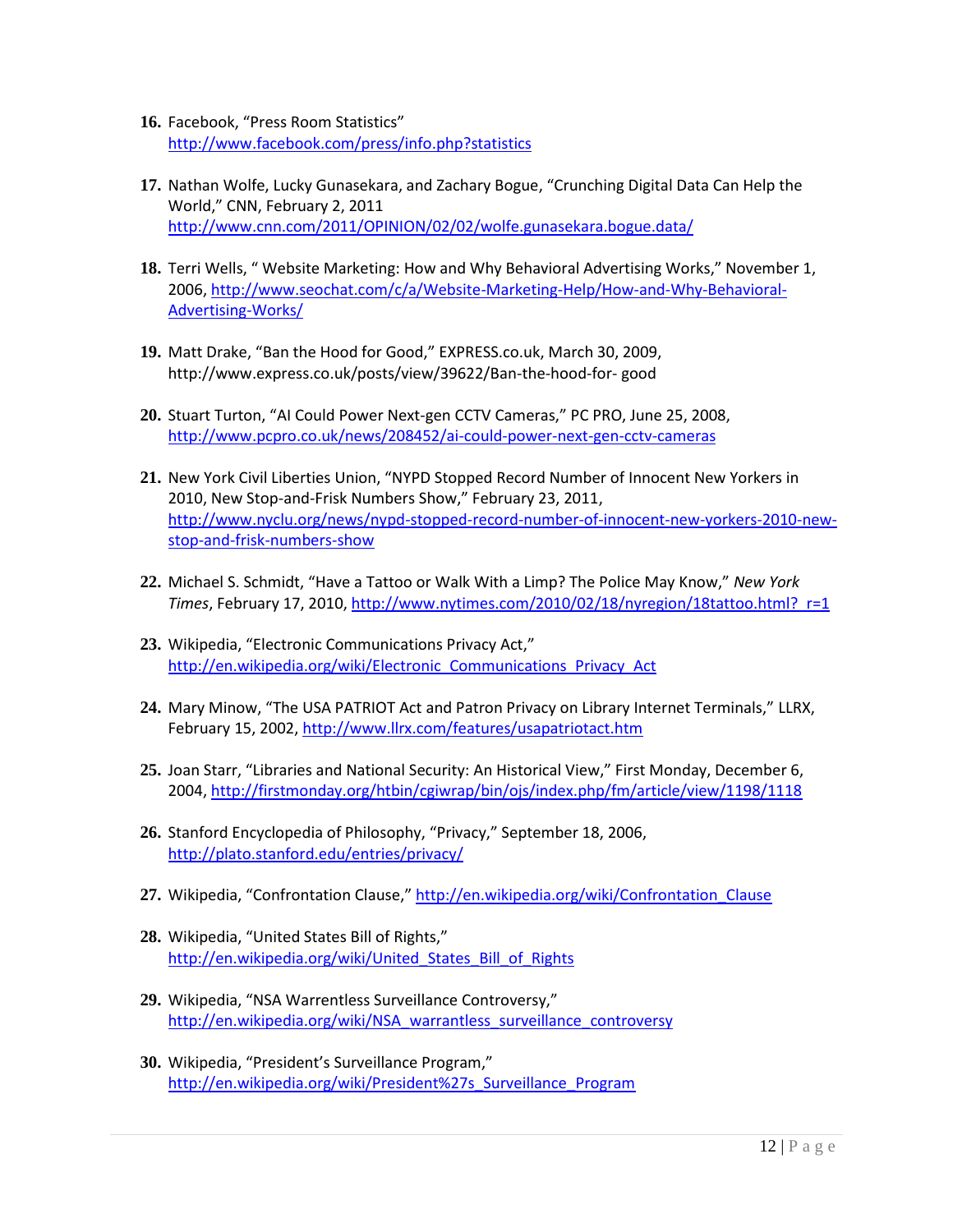16. Facebook, "Press Room Statistics" http://www.facebook.com/press/info.php?statistics

17. Nathan Wolfe, Lucky Gunasekara, and Zachary Bogue, "Crunching Digital Data Can Help the World," CNN, February 2, 2011 http://www.cnn.com/2011/OPINION/02/02/wolfe.gunasekara.bogue.data/

18. Terri Wells, " Website Marketing: How and Why Behavioral Advertising Works," November 1, 2006, http://www.seochat.com/c/a/Website-Marketing-Help/How-and-Why-Behavioral-Advertising-Works/

19. Matt Drake, "Ban the Hood for Good," EXPRESS.co.uk, March 30, 2009, http://www.express.co.uk/posts/view/39622/Ban-the-hood-for- good

20. Stuart Turton, "AI Could Power Next-gen CCTV Cameras," PC PRO, June 25, 2008, http://www.pcpro.co.uk/news/208452/ai-could-power-next-gen-cctv-cameras

21. New York Civil Liberties Union, "NYPD Stopped Record Number of Innocent New Yorkers in 2010, New Stop-and-Frisk Numbers Show," February 23, 2011, http://www.nyclu.org/news/nypd-stopped-record-number-of-innocent-new-yorkers-2010-new-stop-and-frisk-numbers-show

22. Michael S. Schmidt, "Have a Tattoo or Walk With a Limp? The Police May Know," *New York Times*, February 17, 2010, http://www.nytimes.com/2010/02/18/nyregion/18tattoo.html?_r=1

23. Wikipedia, "Electronic Communications Privacy Act," http://en.wikipedia.org/wiki/Electronic_Communications_Privacy_Act

24. Mary Minow, "The USA PATRIOT Act and Patron Privacy on Library Internet Terminals," LLRX, February 15, 2002, http://www.llrx.com/features/usapatriotact.htm

25. Joan Starr, "Libraries and National Security: An Historical View," First Monday, December 6, 2004, http://firstmonday.org/htbin/cgiwrap/bin/ojs/index.php/fm/article/view/1198/1118

26. Stanford Encyclopedia of Philosophy, "Privacy," September 18, 2006, http://plato.stanford.edu/entries/privacy/

27. Wikipedia, "Confrontation Clause," http://en.wikipedia.org/wiki/Confrontation_Clause

28. Wikipedia, "United States Bill of Rights," http://en.wikipedia.org/wiki/United_States_Bill_of_Rights

29. Wikipedia, "NSA Warrentless Surveillance Controversy," http://en.wikipedia.org/wiki/NSA_warrantless_surveillance_controversy

30. Wikipedia, "President's Surveillance Program," http://en.wikipedia.org/wiki/President%27s_Surveillance_Program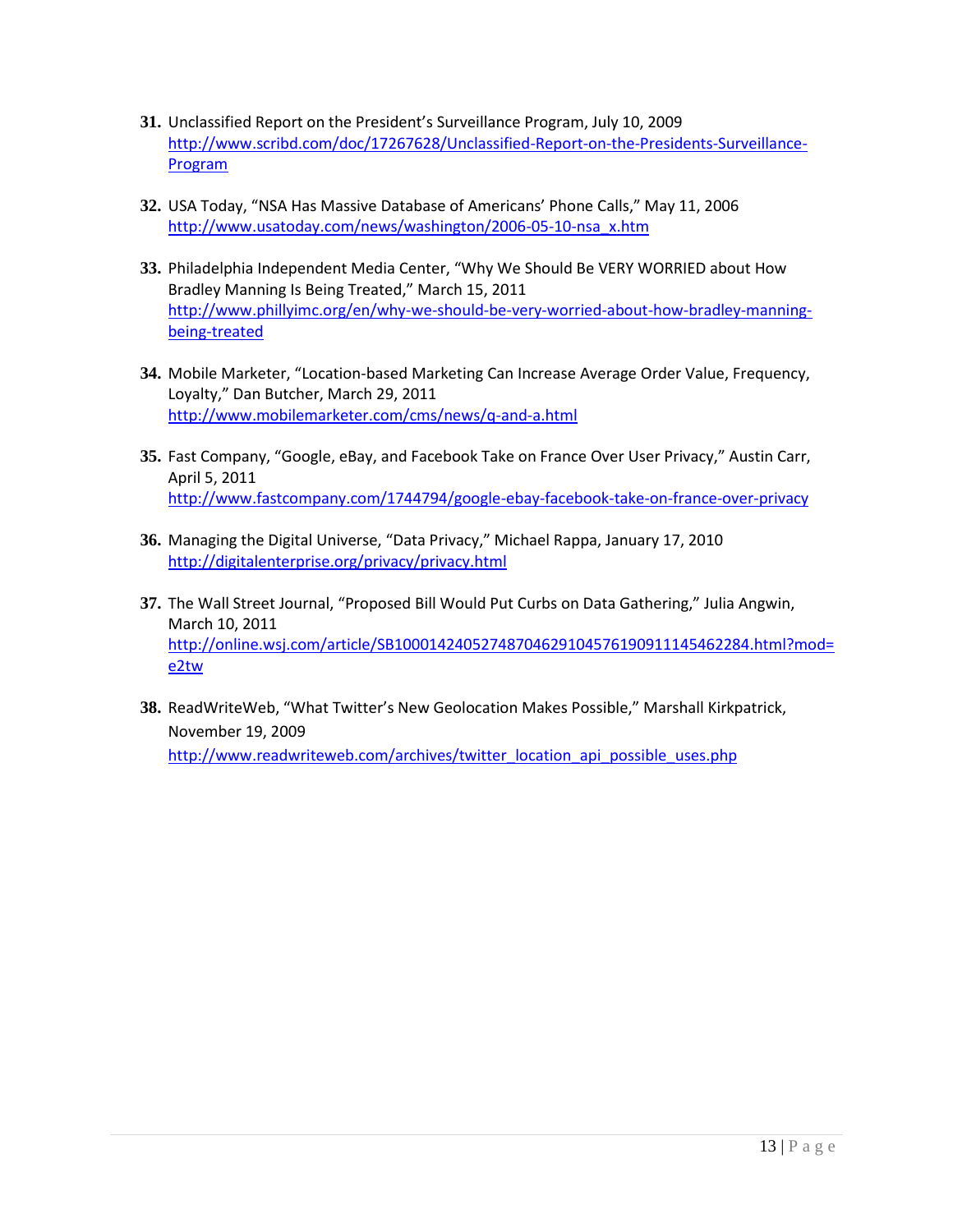31. Unclassified Report on the President's Surveillance Program, July 10, 2009
    http://www.scribd.com/doc/17267628/Unclassified-Report-on-the-Presidents-Surveillance-Program

32. USA Today, "NSA Has Massive Database of Americans' Phone Calls," May 11, 2006
    http://www.usatoday.com/news/washington/2006-05-10-nsa_x.htm

33. Philadelphia Independent Media Center, "Why We Should Be VERY WORRIED about How Bradley Manning Is Being Treated," March 15, 2011
    http://www.phillyimc.org/en/why-we-should-be-very-worried-about-how-bradley-manning-being-treated

34. Mobile Marketer, "Location-based Marketing Can Increase Average Order Value, Frequency, Loyalty," Dan Butcher, March 29, 2011
    http://www.mobilemarketer.com/cms/news/q-and-a.html

35. Fast Company, "Google, eBay, and Facebook Take on France Over User Privacy," Austin Carr, April 5, 2011
    http://www.fastcompany.com/1744794/google-ebay-facebook-take-on-france-over-privacy

36. Managing the Digital Universe, "Data Privacy," Michael Rappa, January 17, 2010
    http://digitalenterprise.org/privacy/privacy.html

37. The Wall Street Journal, "Proposed Bill Would Put Curbs on Data Gathering," Julia Angwin, March 10, 2011
    http://online.wsj.com/article/SB10001424052748704629104576190911145462284.html?mod=e2tw

38. ReadWriteWeb, "What Twitter's New Geolocation Makes Possible," Marshall Kirkpatrick, November 19, 2009
    http://www.readwriteweb.com/archives/twitter_location_api_possible_uses.php